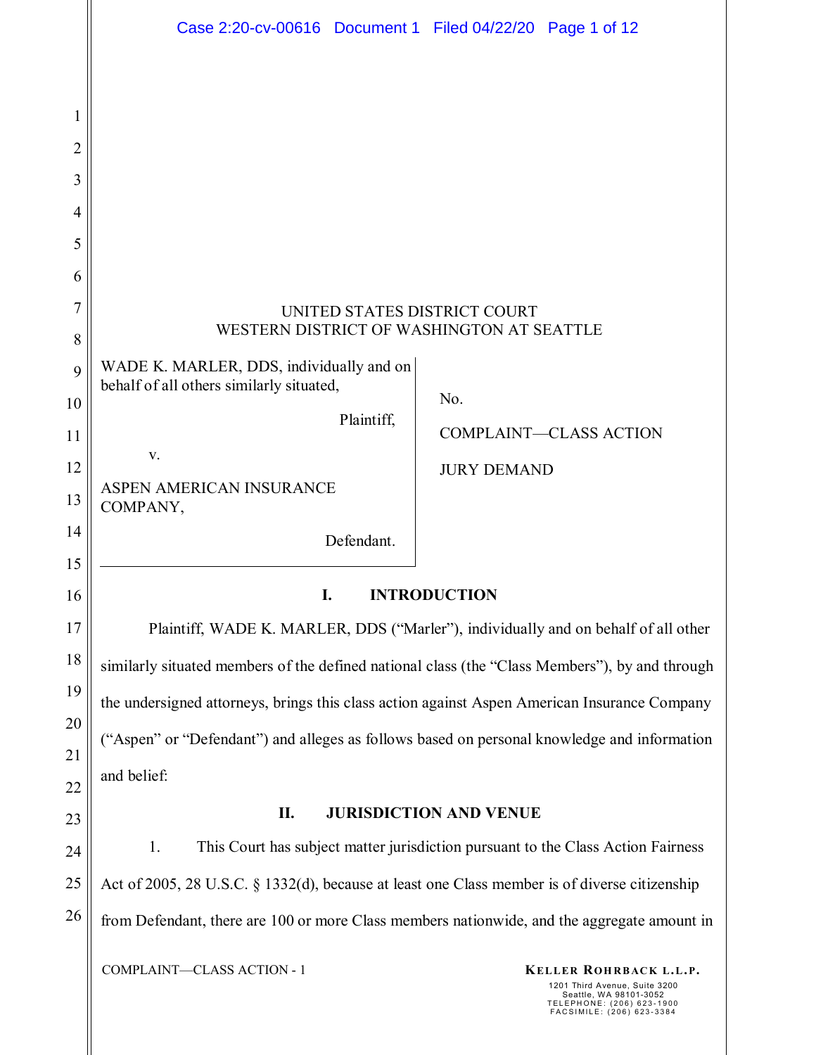UNITED STATES DISTRICT COURT
WESTERN DISTRICT OF WASHINGTON AT SEATTLE

WADE K. MARLER, DDS, individually and on behalf of all others similarly situated,

Plaintiff,

v.

ASPEN AMERICAN INSURANCE COMPANY,

Defendant.

No.

COMPLAINT—CLASS ACTION

JURY DEMAND

## I. INTRODUCTION

Plaintiff, WADE K. MARLER, DDS ("Marler"), individually and on behalf of all other similarly situated members of the defined national class (the "Class Members"), by and through the undersigned attorneys, brings this class action against Aspen American Insurance Company ("Aspen" or "Defendant") and alleges as follows based on personal knowledge and information and belief:

## II. JURISDICTION AND VENUE

1. This Court has subject matter jurisdiction pursuant to the Class Action Fairness Act of 2005, 28 U.S.C. § 1332(d), because at least one Class member is of diverse citizenship from Defendant, there are 100 or more Class members nationwide, and the aggregate amount in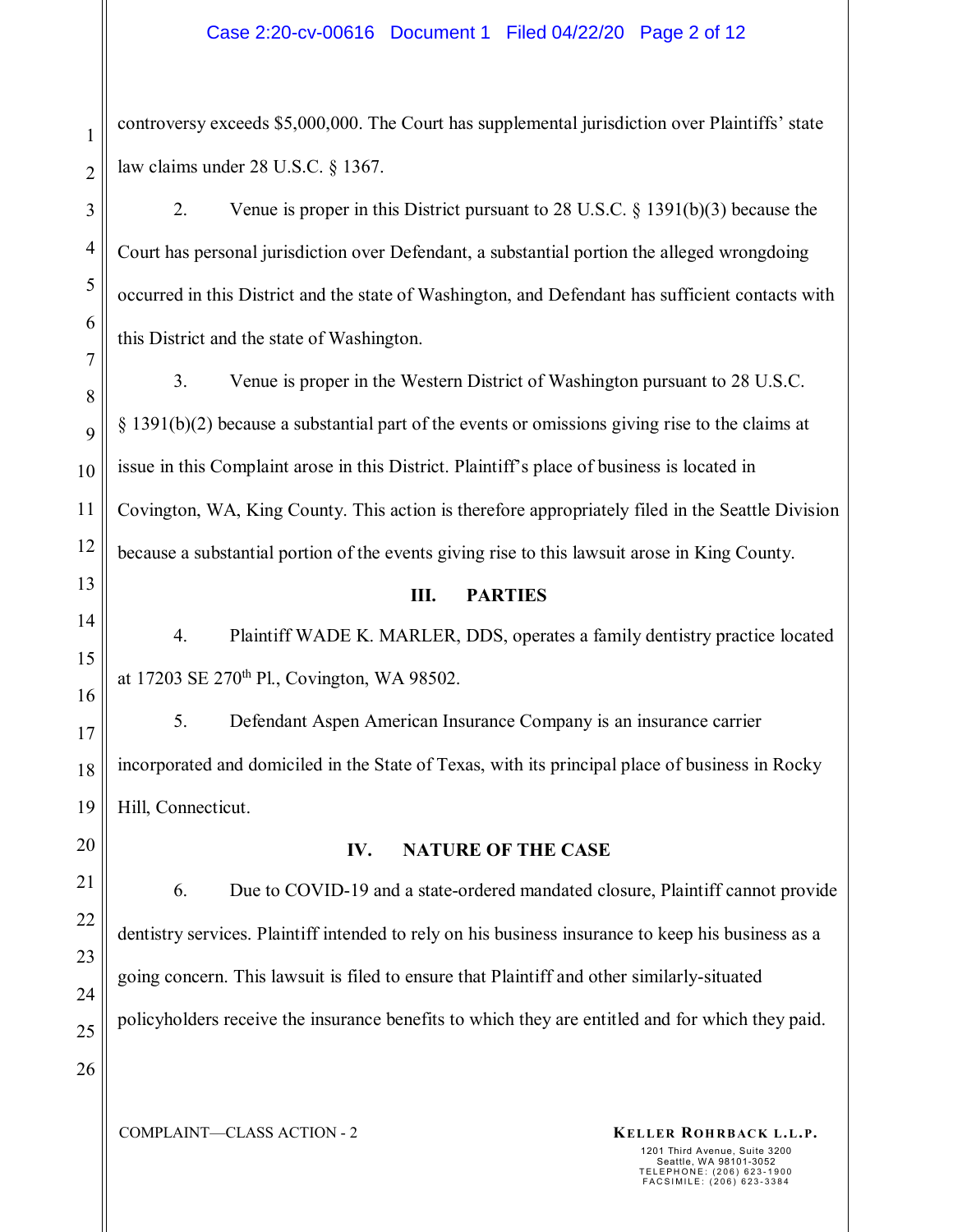controversy exceeds $5,000,000. The Court has supplemental jurisdiction over Plaintiffs' state law claims under 28 U.S.C. § 1367.

2. Venue is proper in this District pursuant to 28 U.S.C. § 1391(b)(3) because the Court has personal jurisdiction over Defendant, a substantial portion the alleged wrongdoing occurred in this District and the state of Washington, and Defendant has sufficient contacts with this District and the state of Washington.

3. Venue is proper in the Western District of Washington pursuant to 28 U.S.C. § 1391(b)(2) because a substantial part of the events or omissions giving rise to the claims at issue in this Complaint arose in this District. Plaintiff's place of business is located in Covington, WA, King County. This action is therefore appropriately filed in the Seattle Division because a substantial portion of the events giving rise to this lawsuit arose in King County.

## III. PARTIES

4. Plaintiff WADE K. MARLER, DDS, operates a family dentistry practice located at 17203 SE 270th Pl., Covington, WA 98502.

5. Defendant Aspen American Insurance Company is an insurance carrier incorporated and domiciled in the State of Texas, with its principal place of business in Rocky Hill, Connecticut.

## IV. NATURE OF THE CASE

6. Due to COVID-19 and a state-ordered mandated closure, Plaintiff cannot provide dentistry services. Plaintiff intended to rely on his business insurance to keep his business as a going concern. This lawsuit is filed to ensure that Plaintiff and other similarly-situated policyholders receive the insurance benefits to which they are entitled and for which they paid.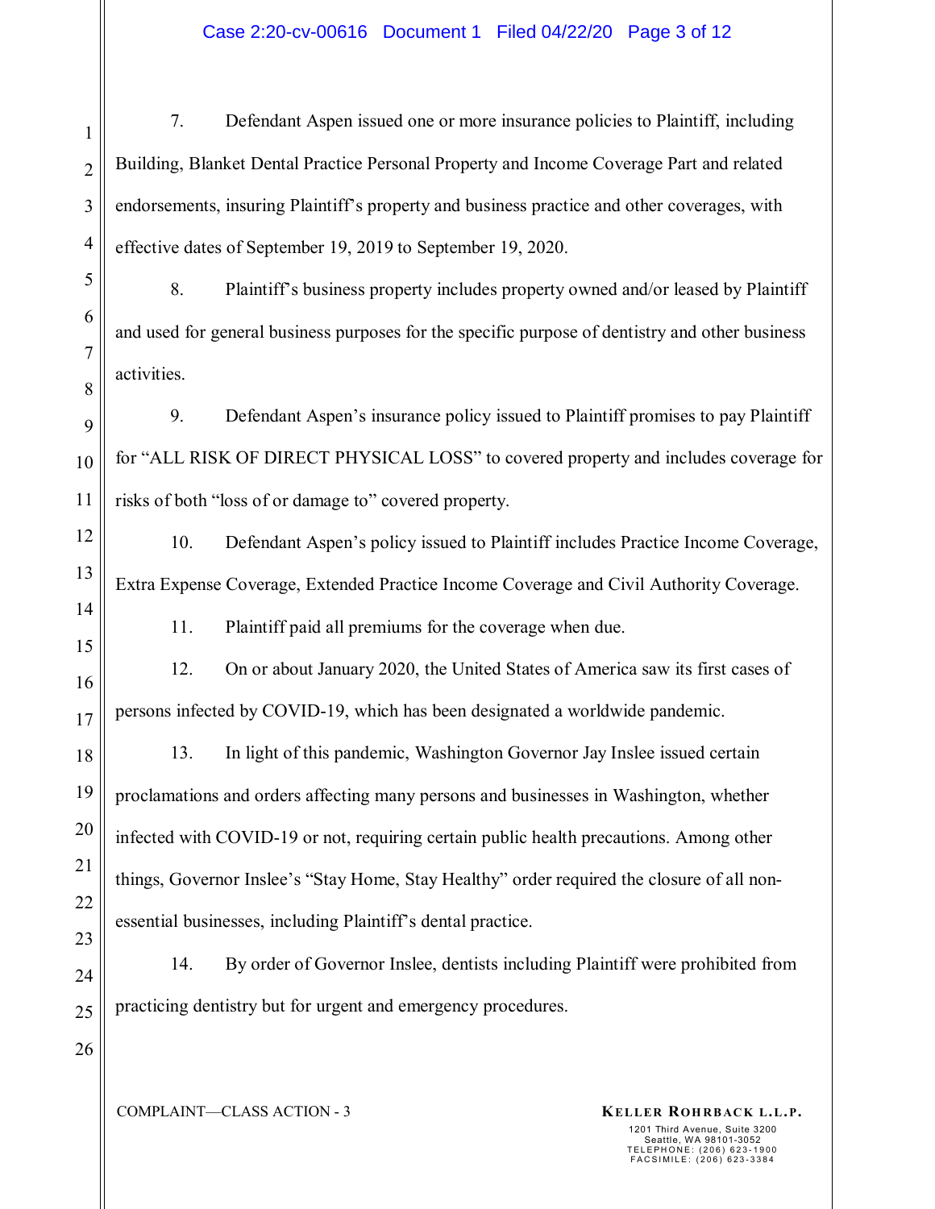7. Defendant Aspen issued one or more insurance policies to Plaintiff, including Building, Blanket Dental Practice Personal Property and Income Coverage Part and related endorsements, insuring Plaintiff's property and business practice and other coverages, with effective dates of September 19, 2019 to September 19, 2020.

8. Plaintiff's business property includes property owned and/or leased by Plaintiff and used for general business purposes for the specific purpose of dentistry and other business activities.

9. Defendant Aspen's insurance policy issued to Plaintiff promises to pay Plaintiff for "ALL RISK OF DIRECT PHYSICAL LOSS" to covered property and includes coverage for risks of both "loss of or damage to" covered property.

10. Defendant Aspen's policy issued to Plaintiff includes Practice Income Coverage, Extra Expense Coverage, Extended Practice Income Coverage and Civil Authority Coverage.

11. Plaintiff paid all premiums for the coverage when due.

12. On or about January 2020, the United States of America saw its first cases of persons infected by COVID-19, which has been designated a worldwide pandemic.

13. In light of this pandemic, Washington Governor Jay Inslee issued certain proclamations and orders affecting many persons and businesses in Washington, whether infected with COVID-19 or not, requiring certain public health precautions. Among other things, Governor Inslee's "Stay Home, Stay Healthy" order required the closure of all non-essential businesses, including Plaintiff's dental practice.

14. By order of Governor Inslee, dentists including Plaintiff were prohibited from practicing dentistry but for urgent and emergency procedures.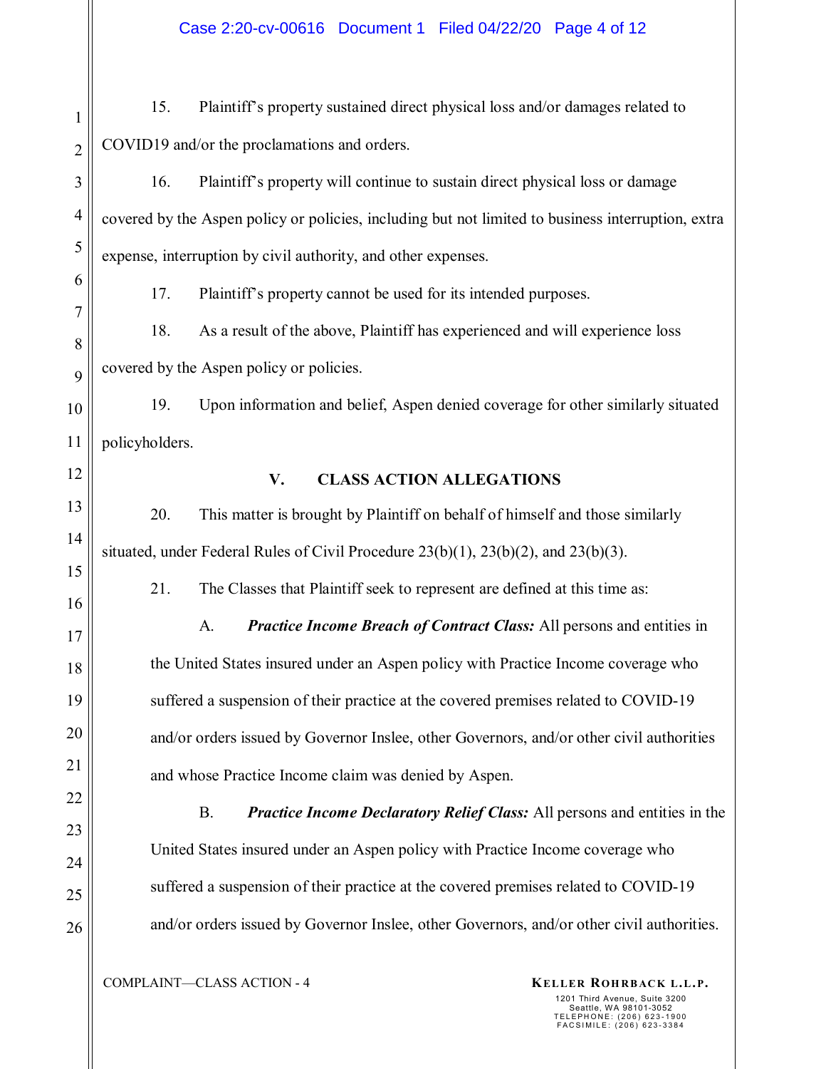15. Plaintiff's property sustained direct physical loss and/or damages related to COVID19 and/or the proclamations and orders.

16. Plaintiff's property will continue to sustain direct physical loss or damage covered by the Aspen policy or policies, including but not limited to business interruption, extra expense, interruption by civil authority, and other expenses.

17. Plaintiff's property cannot be used for its intended purposes.

18. As a result of the above, Plaintiff has experienced and will experience loss covered by the Aspen policy or policies.

19. Upon information and belief, Aspen denied coverage for other similarly situated policyholders.

## V. CLASS ACTION ALLEGATIONS

20. This matter is brought by Plaintiff on behalf of himself and those similarly situated, under Federal Rules of Civil Procedure 23(b)(1), 23(b)(2), and 23(b)(3).

21. The Classes that Plaintiff seek to represent are defined at this time as:

A. ***Practice Income Breach of Contract Class:*** All persons and entities in the United States insured under an Aspen policy with Practice Income coverage who suffered a suspension of their practice at the covered premises related to COVID-19 and/or orders issued by Governor Inslee, other Governors, and/or other civil authorities and whose Practice Income claim was denied by Aspen.

B. ***Practice Income Declaratory Relief Class:*** All persons and entities in the United States insured under an Aspen policy with Practice Income coverage who suffered a suspension of their practice at the covered premises related to COVID-19 and/or orders issued by Governor Inslee, other Governors, and/or other civil authorities.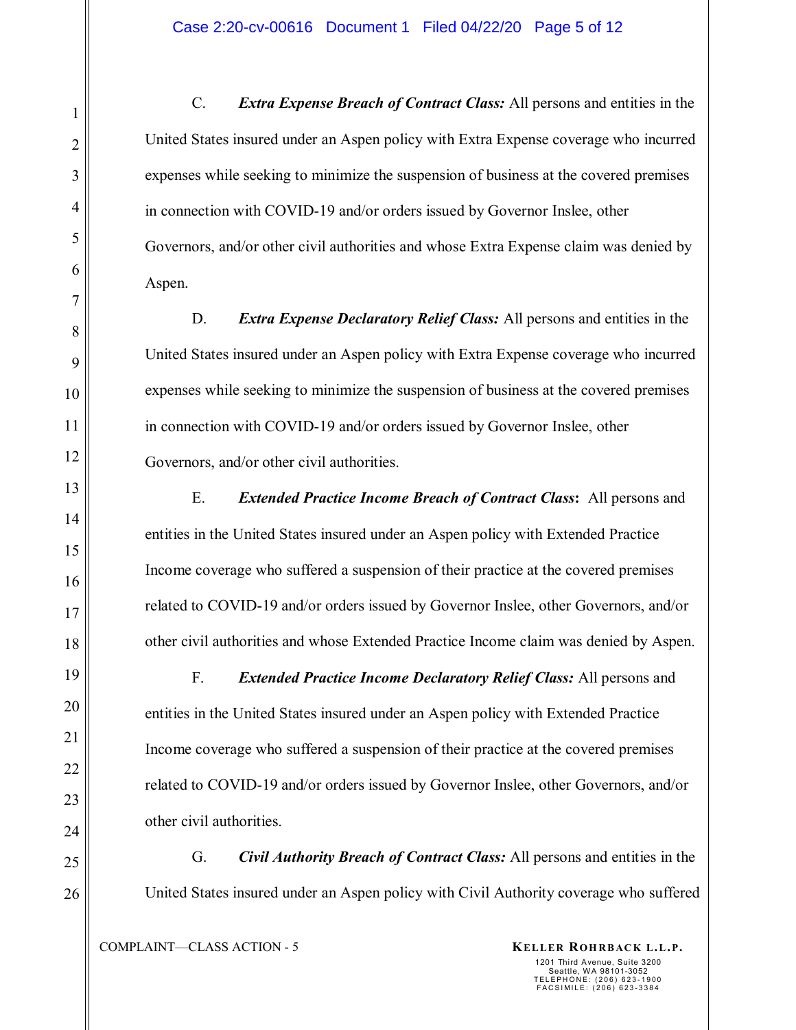C. ***Extra Expense Breach of Contract Class:*** All persons and entities in the United States insured under an Aspen policy with Extra Expense coverage who incurred expenses while seeking to minimize the suspension of business at the covered premises in connection with COVID-19 and/or orders issued by Governor Inslee, other Governors, and/or other civil authorities and whose Extra Expense claim was denied by Aspen.

D. ***Extra Expense Declaratory Relief Class:*** All persons and entities in the United States insured under an Aspen policy with Extra Expense coverage who incurred expenses while seeking to minimize the suspension of business at the covered premises in connection with COVID-19 and/or orders issued by Governor Inslee, other Governors, and/or other civil authorities.

E. ***Extended Practice Income Breach of Contract Class*:** All persons and entities in the United States insured under an Aspen policy with Extended Practice Income coverage who suffered a suspension of their practice at the covered premises related to COVID-19 and/or orders issued by Governor Inslee, other Governors, and/or other civil authorities and whose Extended Practice Income claim was denied by Aspen.

F. ***Extended Practice Income Declaratory Relief Class:*** All persons and entities in the United States insured under an Aspen policy with Extended Practice Income coverage who suffered a suspension of their practice at the covered premises related to COVID-19 and/or orders issued by Governor Inslee, other Governors, and/or other civil authorities.

G. ***Civil Authority Breach of Contract Class:*** All persons and entities in the United States insured under an Aspen policy with Civil Authority coverage who suffered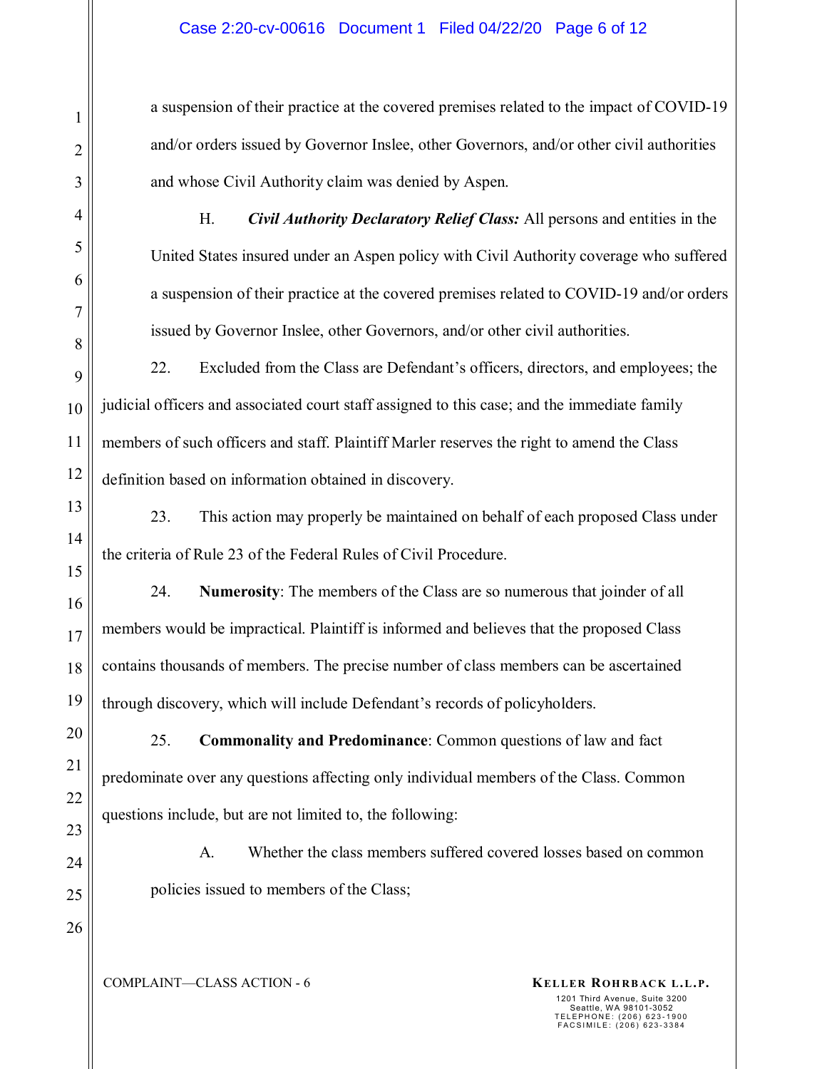a suspension of their practice at the covered premises related to the impact of COVID-19 and/or orders issued by Governor Inslee, other Governors, and/or other civil authorities and whose Civil Authority claim was denied by Aspen.

H. ***Civil Authority Declaratory Relief Class:*** All persons and entities in the United States insured under an Aspen policy with Civil Authority coverage who suffered a suspension of their practice at the covered premises related to COVID-19 and/or orders issued by Governor Inslee, other Governors, and/or other civil authorities.

22. Excluded from the Class are Defendant's officers, directors, and employees; the judicial officers and associated court staff assigned to this case; and the immediate family members of such officers and staff. Plaintiff Marler reserves the right to amend the Class definition based on information obtained in discovery.

23. This action may properly be maintained on behalf of each proposed Class under the criteria of Rule 23 of the Federal Rules of Civil Procedure.

24. **Numerosity**: The members of the Class are so numerous that joinder of all members would be impractical. Plaintiff is informed and believes that the proposed Class contains thousands of members. The precise number of class members can be ascertained through discovery, which will include Defendant's records of policyholders.

25. **Commonality and Predominance**: Common questions of law and fact predominate over any questions affecting only individual members of the Class. Common questions include, but are not limited to, the following:

A. Whether the class members suffered covered losses based on common policies issued to members of the Class;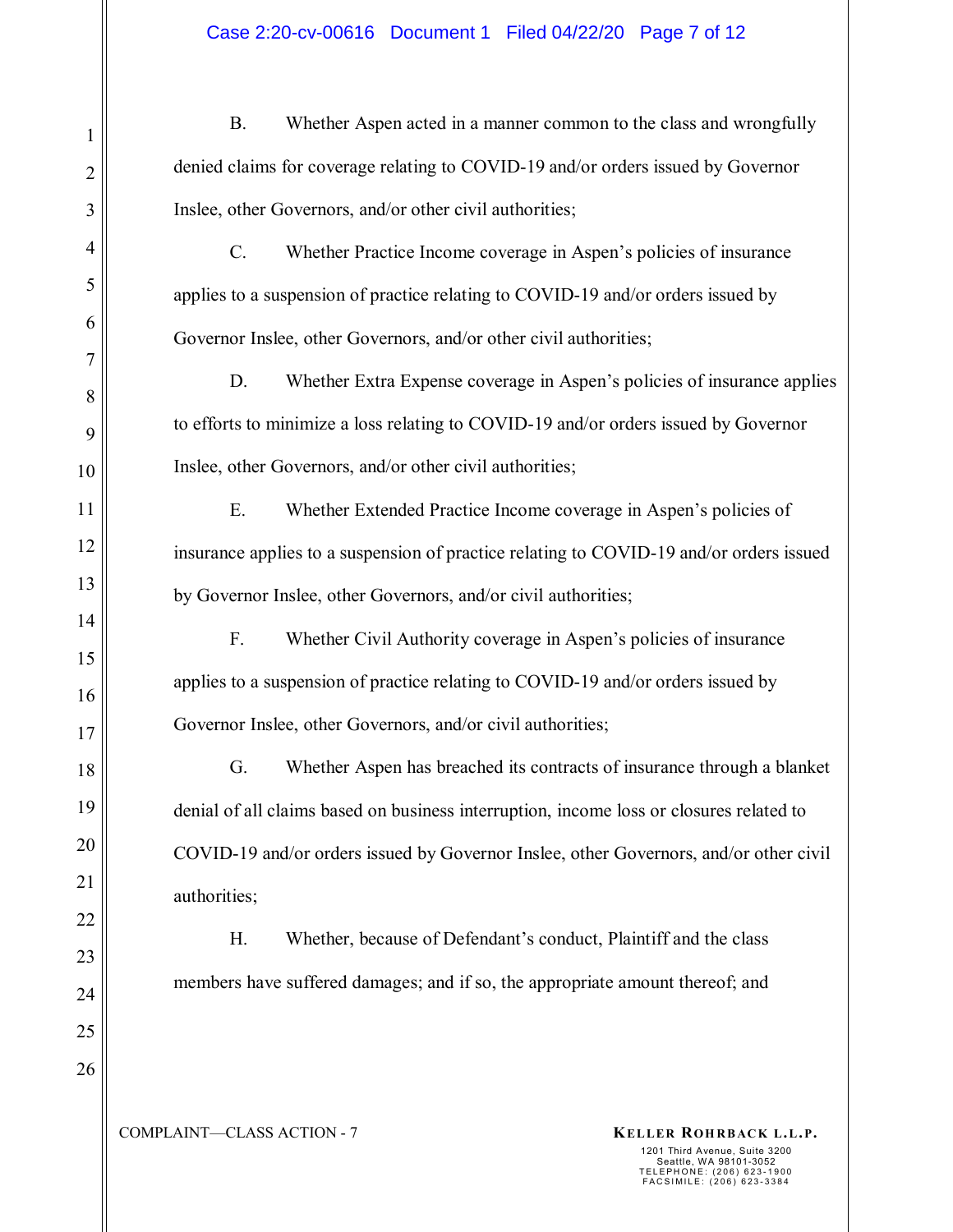B. Whether Aspen acted in a manner common to the class and wrongfully denied claims for coverage relating to COVID-19 and/or orders issued by Governor Inslee, other Governors, and/or other civil authorities;

C. Whether Practice Income coverage in Aspen's policies of insurance applies to a suspension of practice relating to COVID-19 and/or orders issued by Governor Inslee, other Governors, and/or other civil authorities;

D. Whether Extra Expense coverage in Aspen's policies of insurance applies to efforts to minimize a loss relating to COVID-19 and/or orders issued by Governor Inslee, other Governors, and/or other civil authorities;

E. Whether Extended Practice Income coverage in Aspen's policies of insurance applies to a suspension of practice relating to COVID-19 and/or orders issued by Governor Inslee, other Governors, and/or civil authorities;

F. Whether Civil Authority coverage in Aspen's policies of insurance applies to a suspension of practice relating to COVID-19 and/or orders issued by Governor Inslee, other Governors, and/or civil authorities;

G. Whether Aspen has breached its contracts of insurance through a blanket denial of all claims based on business interruption, income loss or closures related to COVID-19 and/or orders issued by Governor Inslee, other Governors, and/or other civil authorities;

H. Whether, because of Defendant's conduct, Plaintiff and the class members have suffered damages; and if so, the appropriate amount thereof; and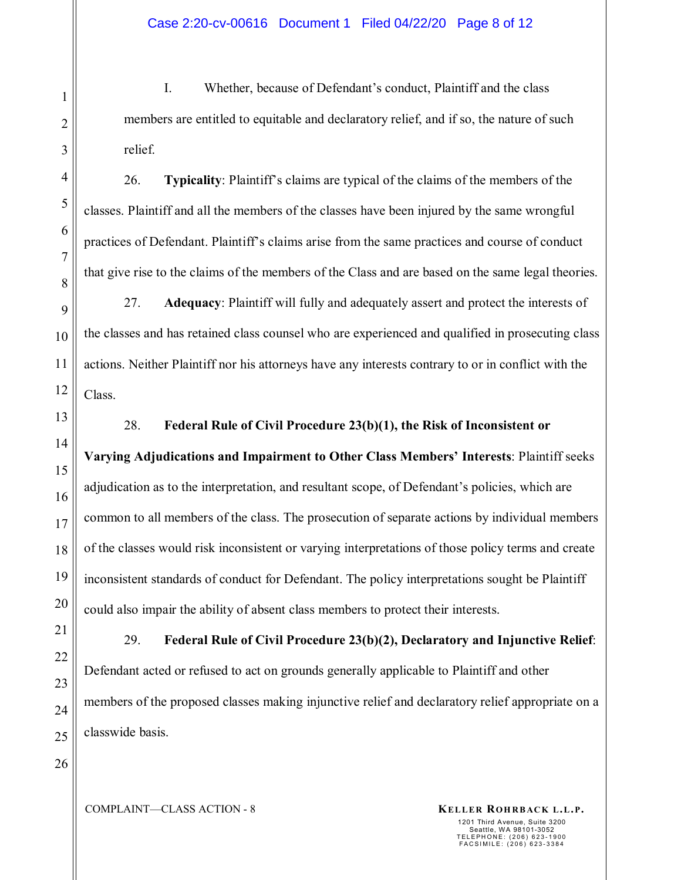I. Whether, because of Defendant's conduct, Plaintiff and the class members are entitled to equitable and declaratory relief, and if so, the nature of such relief.

26. **Typicality**: Plaintiff's claims are typical of the claims of the members of the classes. Plaintiff and all the members of the classes have been injured by the same wrongful practices of Defendant. Plaintiff's claims arise from the same practices and course of conduct that give rise to the claims of the members of the Class and are based on the same legal theories.

27. **Adequacy**: Plaintiff will fully and adequately assert and protect the interests of the classes and has retained class counsel who are experienced and qualified in prosecuting class actions. Neither Plaintiff nor his attorneys have any interests contrary to or in conflict with the Class.

28. **Federal Rule of Civil Procedure 23(b)(1), the Risk of Inconsistent or Varying Adjudications and Impairment to Other Class Members' Interests**: Plaintiff seeks adjudication as to the interpretation, and resultant scope, of Defendant's policies, which are common to all members of the class. The prosecution of separate actions by individual members of the classes would risk inconsistent or varying interpretations of those policy terms and create inconsistent standards of conduct for Defendant. The policy interpretations sought be Plaintiff could also impair the ability of absent class members to protect their interests.

29. **Federal Rule of Civil Procedure 23(b)(2), Declaratory and Injunctive Relief**: Defendant acted or refused to act on grounds generally applicable to Plaintiff and other members of the proposed classes making injunctive relief and declaratory relief appropriate on a classwide basis.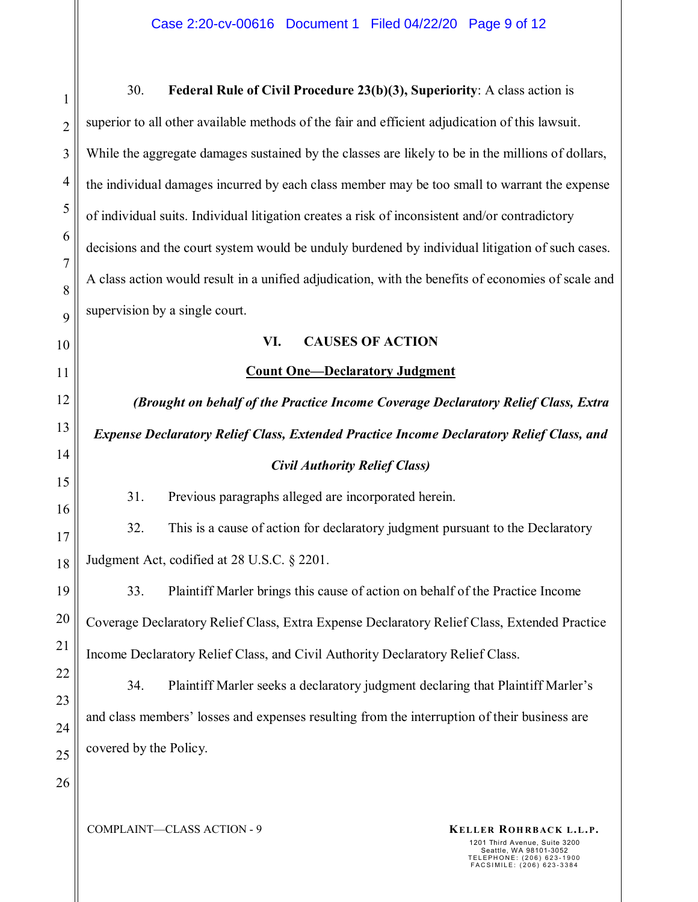30. **Federal Rule of Civil Procedure 23(b)(3), Superiority**: A class action is superior to all other available methods of the fair and efficient adjudication of this lawsuit. While the aggregate damages sustained by the classes are likely to be in the millions of dollars, the individual damages incurred by each class member may be too small to warrant the expense of individual suits. Individual litigation creates a risk of inconsistent and/or contradictory decisions and the court system would be unduly burdened by individual litigation of such cases. A class action would result in a unified adjudication, with the benefits of economies of scale and supervision by a single court.

## VI. CAUSES OF ACTION

### Count One—Declaratory Judgment

***(Brought on behalf of the Practice Income Coverage Declaratory Relief Class, Extra Expense Declaratory Relief Class, Extended Practice Income Declaratory Relief Class, and Civil Authority Relief Class)***

31. Previous paragraphs alleged are incorporated herein.

32. This is a cause of action for declaratory judgment pursuant to the Declaratory Judgment Act, codified at 28 U.S.C. § 2201.

33. Plaintiff Marler brings this cause of action on behalf of the Practice Income Coverage Declaratory Relief Class, Extra Expense Declaratory Relief Class, Extended Practice Income Declaratory Relief Class, and Civil Authority Declaratory Relief Class.

34. Plaintiff Marler seeks a declaratory judgment declaring that Plaintiff Marler's and class members' losses and expenses resulting from the interruption of their business are covered by the Policy.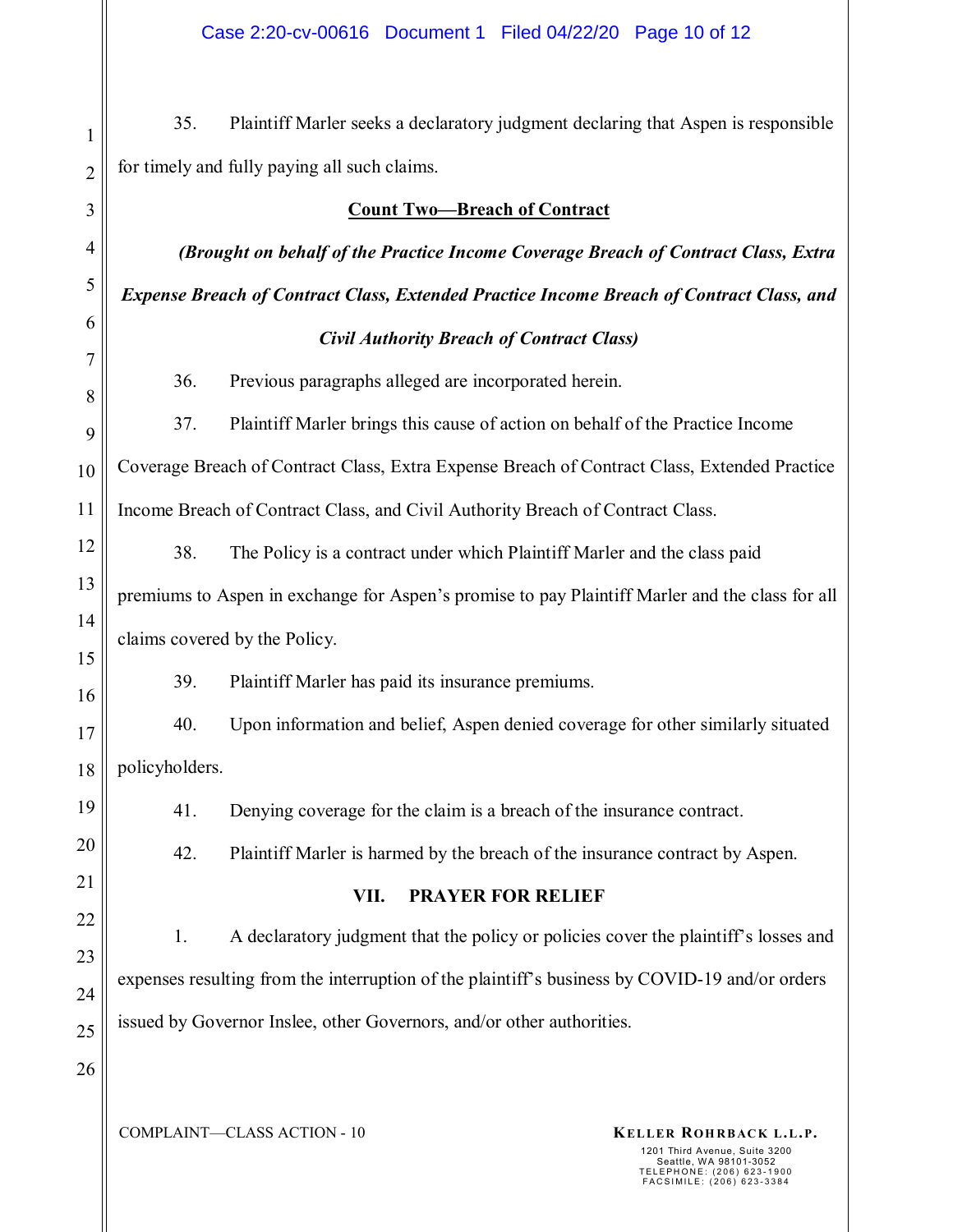35. Plaintiff Marler seeks a declaratory judgment declaring that Aspen is responsible for timely and fully paying all such claims.

**Count Two—Breach of Contract**

***(Brought on behalf of the Practice Income Coverage Breach of Contract Class, Extra Expense Breach of Contract Class, Extended Practice Income Breach of Contract Class, and Civil Authority Breach of Contract Class)***

36. Previous paragraphs alleged are incorporated herein.

37. Plaintiff Marler brings this cause of action on behalf of the Practice Income Coverage Breach of Contract Class, Extra Expense Breach of Contract Class, Extended Practice Income Breach of Contract Class, and Civil Authority Breach of Contract Class.

38. The Policy is a contract under which Plaintiff Marler and the class paid premiums to Aspen in exchange for Aspen's promise to pay Plaintiff Marler and the class for all claims covered by the Policy.

39. Plaintiff Marler has paid its insurance premiums.

40. Upon information and belief, Aspen denied coverage for other similarly situated policyholders.

41. Denying coverage for the claim is a breach of the insurance contract.

42. Plaintiff Marler is harmed by the breach of the insurance contract by Aspen.

## VII. PRAYER FOR RELIEF

1. A declaratory judgment that the policy or policies cover the plaintiff's losses and expenses resulting from the interruption of the plaintiff's business by COVID-19 and/or orders issued by Governor Inslee, other Governors, and/or other authorities.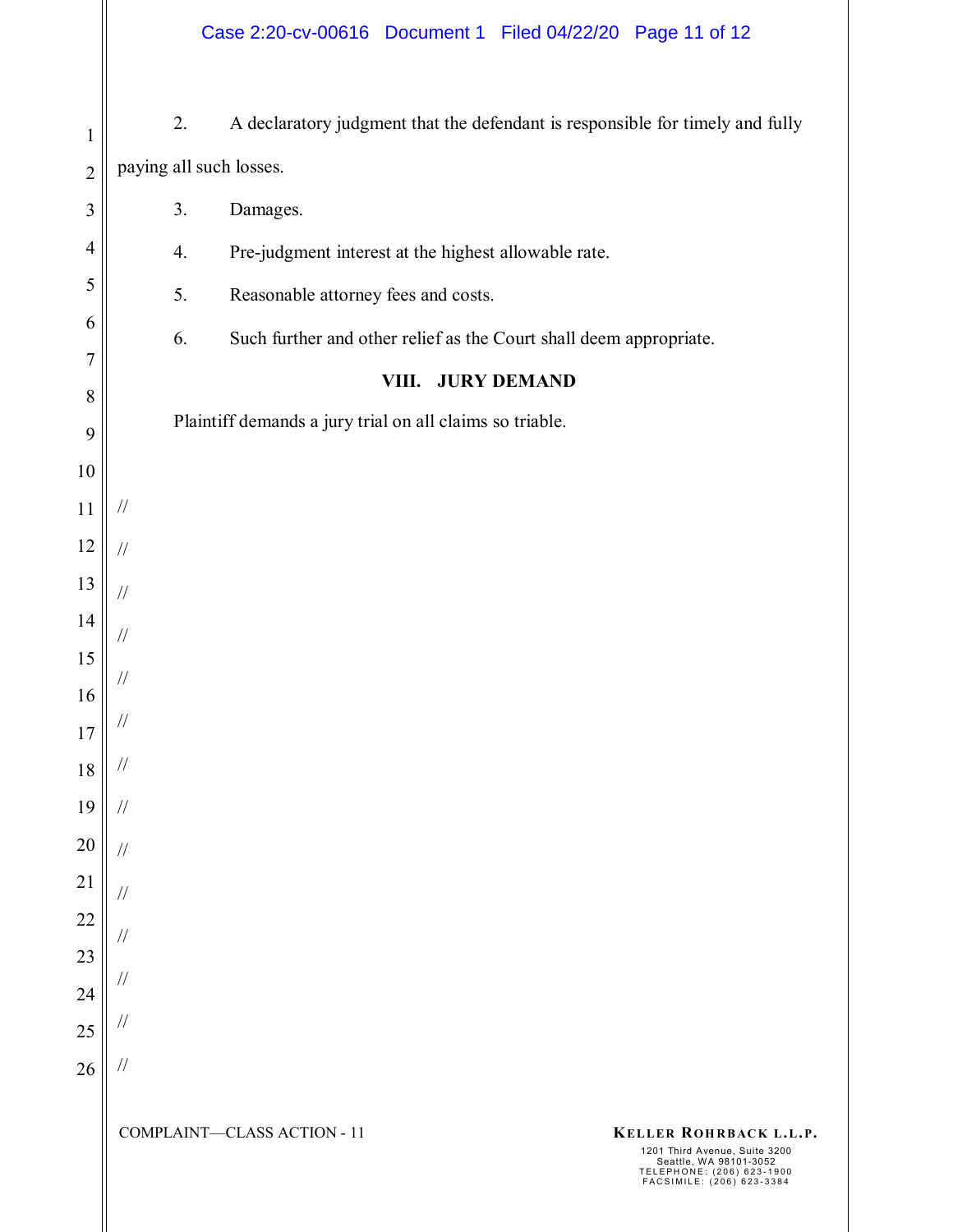2. A declaratory judgment that the defendant is responsible for timely and fully paying all such losses.

3. Damages.

4. Pre-judgment interest at the highest allowable rate.

5. Reasonable attorney fees and costs.

6. Such further and other relief as the Court shall deem appropriate.

## VIII. JURY DEMAND

Plaintiff demands a jury trial on all claims so triable.

//

//

//

//

//

//

//

//

//

//

//

//

//

//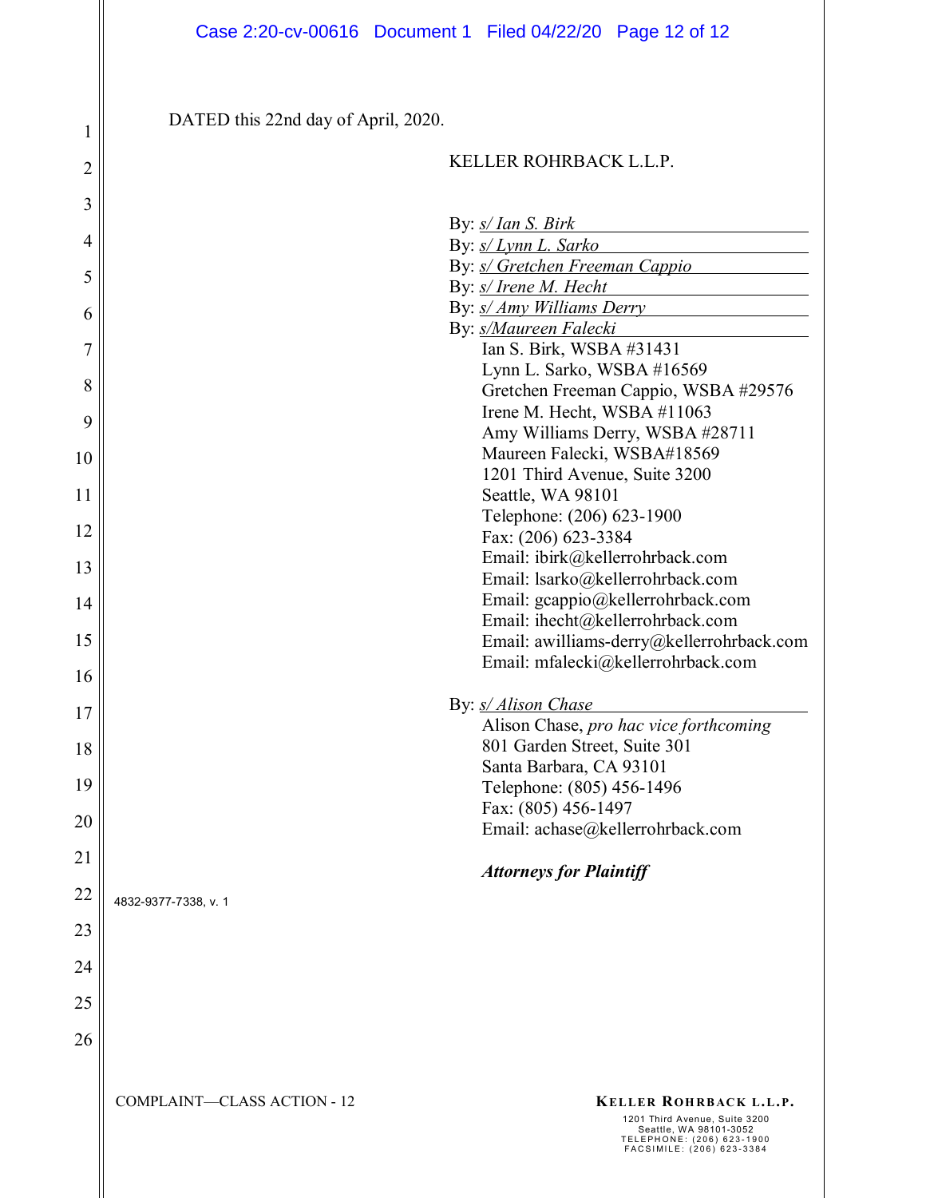DATED this 22nd day of April, 2020.

KELLER ROHRBACK L.L.P.

By: *s/ Ian S. Birk*
By: *s/ Lynn L. Sarko*
By: *s/ Gretchen Freeman Cappio*
By: *s/ Irene M. Hecht*
By: *s/ Amy Williams Derry*
By: *s/Maureen Falecki*

Ian S. Birk, WSBA #31431
Lynn L. Sarko, WSBA #16569
Gretchen Freeman Cappio, WSBA #29576
Irene M. Hecht, WSBA #11063
Amy Williams Derry, WSBA #28711
Maureen Falecki, WSBA#18569
1201 Third Avenue, Suite 3200
Seattle, WA 98101
Telephone: (206) 623-1900
Fax: (206) 623-3384
Email: ibirk@kellerrohrback.com
Email: lsarko@kellerrohrback.com
Email: gcappio@kellerrohrback.com
Email: ihecht@kellerrohrback.com
Email: awilliams-derry@kellerrohrback.com
Email: mfalecki@kellerrohrback.com

By: *s/ Alison Chase*

Alison Chase, *pro hac vice forthcoming*
801 Garden Street, Suite 301
Santa Barbara, CA 93101
Telephone: (805) 456-1496
Fax: (805) 456-1497
Email: achase@kellerrohrback.com

***Attorneys for Plaintiff***

4832-9377-7338, v. 1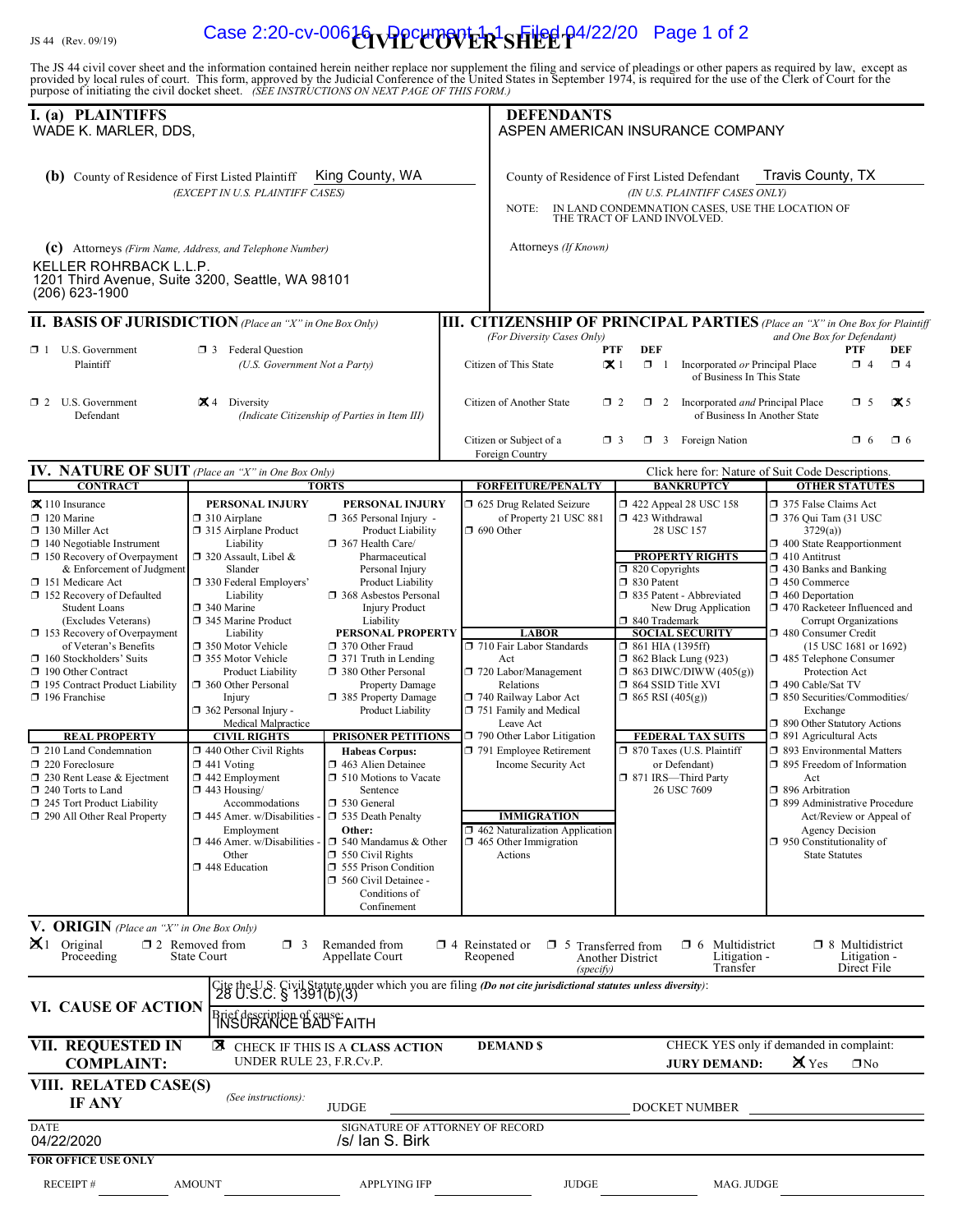JS 44 (Rev. 09/19)

# CIVIL COVER SHEET

The JS 44 civil cover sheet and the information contained herein neither replace nor supplement the filing and service of pleadings or other papers as required by law, except as provided by local rules of court. This form, approved by the Judicial Conference of the United States in September 1974, is required for the use of the Clerk of Court for the purpose of initiating the civil docket sheet. *(SEE INSTRUCTIONS ON NEXT PAGE OF THIS FORM.)*

## I. (a) PLAINTIFFS

WADE K. MARLER, DDS,

**(b)** County of Residence of First Listed Plaintiff: King County, WA
*(EXCEPT IN U.S. PLAINTIFF CASES)*

**(c)** Attorneys *(Firm Name, Address, and Telephone Number)*
KELLER ROHRBACK L.L.P.
1201 Third Avenue, Suite 3200, Seattle, WA 98101
(206) 623-1900

## DEFENDANTS

ASPEN AMERICAN INSURANCE COMPANY

County of Residence of First Listed Defendant: Travis County, TX
*(IN U.S. PLAINTIFF CASES ONLY)*

NOTE: IN LAND CONDEMNATION CASES, USE THE LOCATION OF THE TRACT OF LAND INVOLVED.

Attorneys *(If Known)*

## II. BASIS OF JURISDICTION *(Place an "X" in One Box Only)*

- ☐ 1 U.S. Government Plaintiff
- ☐ 3 Federal Question *(U.S. Government Not a Party)*
- ☐ 2 U.S. Government Defendant
- ☒ 4 Diversity *(Indicate Citizenship of Parties in Item III)*

## III. CITIZENSHIP OF PRINCIPAL PARTIES *(Place an "X" in One Box for Plaintiff and One Box for Defendant)*
*(For Diversity Cases Only)*

| | PTF | DEF | | PTF | DEF |
|---|---|---|---|---|---|
| Citizen of This State | ☒ 1 | ☐ 1 | Incorporated *or* Principal Place of Business In This State | ☐ 4 | ☐ 4 |
| Citizen of Another State | ☐ 2 | ☐ 2 | Incorporated *and* Principal Place of Business In Another State | ☐ 5 | ☒ 5 |
| Citizen or Subject of a Foreign Country | ☐ 3 | ☐ 3 | Foreign Nation | ☐ 6 | ☐ 6 |

## IV. NATURE OF SUIT *(Place an "X" in One Box Only)*

Click here for: Nature of Suit Code Descriptions.

**CONTRACT**
- ☒ 110 Insurance
- ☐ 120 Marine
- ☐ 130 Miller Act
- ☐ 140 Negotiable Instrument
- ☐ 150 Recovery of Overpayment & Enforcement of Judgment
- ☐ 151 Medicare Act
- ☐ 152 Recovery of Defaulted Student Loans (Excludes Veterans)
- ☐ 153 Recovery of Overpayment of Veteran's Benefits
- ☐ 160 Stockholders' Suits
- ☐ 190 Other Contract
- ☐ 195 Contract Product Liability
- ☐ 196 Franchise

**REAL PROPERTY**
- ☐ 210 Land Condemnation
- ☐ 220 Foreclosure
- ☐ 230 Rent Lease & Ejectment
- ☐ 240 Torts to Land
- ☐ 245 Tort Product Liability
- ☐ 290 All Other Real Property

**TORTS — PERSONAL INJURY**
- ☐ 310 Airplane
- ☐ 315 Airplane Product Liability
- ☐ 320 Assault, Libel & Slander
- ☐ 330 Federal Employers' Liability
- ☐ 340 Marine
- ☐ 345 Marine Product Liability
- ☐ 350 Motor Vehicle
- ☐ 355 Motor Vehicle Product Liability
- ☐ 360 Other Personal Injury
- ☐ 362 Personal Injury - Medical Malpractice

**PERSONAL INJURY**
- ☐ 365 Personal Injury - Product Liability
- ☐ 367 Health Care/ Pharmaceutical Personal Injury Product Liability
- ☐ 368 Asbestos Personal Injury Product Liability

**PERSONAL PROPERTY**
- ☐ 370 Other Fraud
- ☐ 371 Truth in Lending
- ☐ 380 Other Personal Property Damage
- ☐ 385 Property Damage Product Liability

**CIVIL RIGHTS**
- ☐ 440 Other Civil Rights
- ☐ 441 Voting
- ☐ 442 Employment
- ☐ 443 Housing/ Accommodations
- ☐ 445 Amer. w/Disabilities - Employment
- ☐ 446 Amer. w/Disabilities - Other
- ☐ 448 Education

**PRISONER PETITIONS**
Habeas Corpus:
- ☐ 463 Alien Detainee
- ☐ 510 Motions to Vacate Sentence
- ☐ 530 General
- ☐ 535 Death Penalty

Other:
- ☐ 540 Mandamus & Other
- ☐ 550 Civil Rights
- ☐ 555 Prison Condition
- ☐ 560 Civil Detainee - Conditions of Confinement

**FORFEITURE/PENALTY**
- ☐ 625 Drug Related Seizure of Property 21 USC 881
- ☐ 690 Other

**LABOR**
- ☐ 710 Fair Labor Standards Act
- ☐ 720 Labor/Management Relations
- ☐ 740 Railway Labor Act
- ☐ 751 Family and Medical Leave Act
- ☐ 790 Other Labor Litigation
- ☐ 791 Employee Retirement Income Security Act

**IMMIGRATION**
- ☐ 462 Naturalization Application
- ☐ 465 Other Immigration Actions

**BANKRUPTCY**
- ☐ 422 Appeal 28 USC 158
- ☐ 423 Withdrawal 28 USC 157

**PROPERTY RIGHTS**
- ☐ 820 Copyrights
- ☐ 830 Patent
- ☐ 835 Patent - Abbreviated New Drug Application
- ☐ 840 Trademark

**SOCIAL SECURITY**
- ☐ 861 HIA (1395ff)
- ☐ 862 Black Lung (923)
- ☐ 863 DIWC/DIWW (405(g))
- ☐ 864 SSID Title XVI
- ☐ 865 RSI (405(g))

**FEDERAL TAX SUITS**
- ☐ 870 Taxes (U.S. Plaintiff or Defendant)
- ☐ 871 IRS—Third Party 26 USC 7609

**OTHER STATUTES**
- ☐ 375 False Claims Act
- ☐ 376 Qui Tam (31 USC 3729(a))
- ☐ 400 State Reapportionment
- ☐ 410 Antitrust
- ☐ 430 Banks and Banking
- ☐ 450 Commerce
- ☐ 460 Deportation
- ☐ 470 Racketeer Influenced and Corrupt Organizations
- ☐ 480 Consumer Credit (15 USC 1681 or 1692)
- ☐ 485 Telephone Consumer Protection Act
- ☐ 490 Cable/Sat TV
- ☐ 850 Securities/Commodities/ Exchange
- ☐ 890 Other Statutory Actions
- ☐ 891 Agricultural Acts
- ☐ 893 Environmental Matters
- ☐ 895 Freedom of Information Act
- ☐ 896 Arbitration
- ☐ 899 Administrative Procedure Act/Review or Appeal of Agency Decision
- ☐ 950 Constitutionality of State Statutes

## V. ORIGIN *(Place an "X" in One Box Only)*

- ☒ 1 Original Proceeding
- ☐ 2 Removed from State Court
- ☐ 3 Remanded from Appellate Court
- ☐ 4 Reinstated or Reopened
- ☐ 5 Transferred from Another District *(specify)*
- ☐ 6 Multidistrict Litigation - Transfer
- ☐ 8 Multidistrict Litigation - Direct File

## VI. CAUSE OF ACTION

Cite the U.S. Civil Statute under which you are filing *(Do not cite jurisdictional statutes unless diversity)*: 28 U.S.C. § 1391(b)(3)

Brief description of cause: INSURANCE BAD FAITH

## VII. REQUESTED IN COMPLAINT:

☒ CHECK IF THIS IS A **CLASS ACTION** UNDER RULE 23, F.R.Cv.P.

**DEMAND $**

CHECK YES only if demanded in complaint:
**JURY DEMAND:** ☒ Yes ☐ No

## VIII. RELATED CASE(S) IF ANY

*(See instructions):*
JUDGE
DOCKET NUMBER

DATE: 04/22/2020

SIGNATURE OF ATTORNEY OF RECORD: /s/ Ian S. Birk

**FOR OFFICE USE ONLY**

RECEIPT # | AMOUNT | APPLYING IFP | JUDGE | MAG. JUDGE